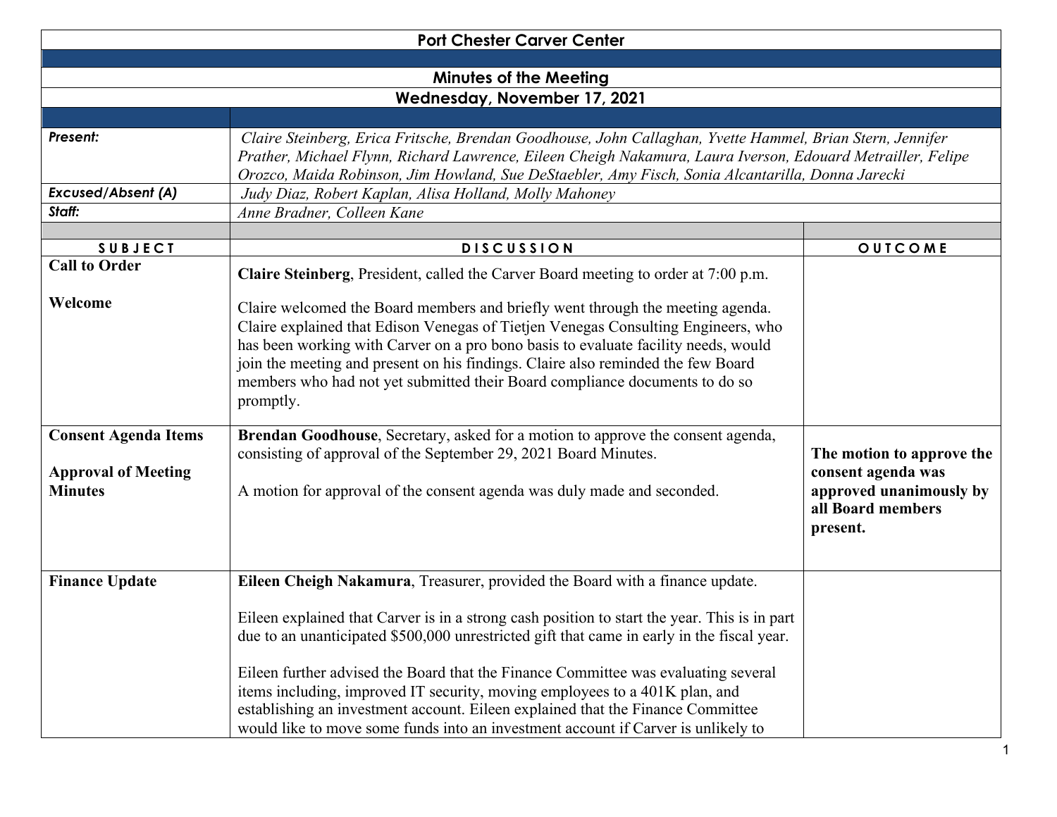# Port Chester Carver Center

## Minutes of the Meeting

### Wednesday, November 17, 2021

| | |
|---|---|
| ***Present:*** | *Claire Steinberg, Erica Fritsche, Brendan Goodhouse, John Callaghan, Yvette Hammel, Brian Stern, Jennifer Prather, Michael Flynn, Richard Lawrence, Eileen Cheigh Nakamura, Laura Iverson, Edouard Metrailler, Felipe Orozco, Maida Robinson, Jim Howland, Sue DeStaebler, Amy Fisch, Sonia Alcantarilla, Donna Jarecki* |
| ***Excused/Absent (A)*** | *Judy Diaz, Robert Kaplan, Alisa Holland, Molly Mahoney* |
| ***Staff:*** | *Anne Bradner, Colleen Kane* |

| SUBJECT | DISCUSSION | OUTCOME |
|---|---|---|
| **Call to Order**<br><br>**Welcome** | **Claire Steinberg**, President, called the Carver Board meeting to order at 7:00 p.m.<br><br>Claire welcomed the Board members and briefly went through the meeting agenda. Claire explained that Edison Venegas of Tietjen Venegas Consulting Engineers, who has been working with Carver on a pro bono basis to evaluate facility needs, would join the meeting and present on his findings. Claire also reminded the few Board members who had not yet submitted their Board compliance documents to do so promptly. | |
| **Consent Agenda Items**<br><br>**Approval of Meeting Minutes** | **Brendan Goodhouse**, Secretary, asked for a motion to approve the consent agenda, consisting of approval of the September 29, 2021 Board Minutes.<br><br>A motion for approval of the consent agenda was duly made and seconded. | **The motion to approve the consent agenda was approved unanimously by all Board members present.** |
| **Finance Update** | **Eileen Cheigh Nakamura**, Treasurer, provided the Board with a finance update.<br><br>Eileen explained that Carver is in a strong cash position to start the year. This is in part due to an unanticipated $500,000 unrestricted gift that came in early in the fiscal year.<br><br>Eileen further advised the Board that the Finance Committee was evaluating several items including, improved IT security, moving employees to a 401K plan, and establishing an investment account. Eileen explained that the Finance Committee would like to move some funds into an investment account if Carver is unlikely to | |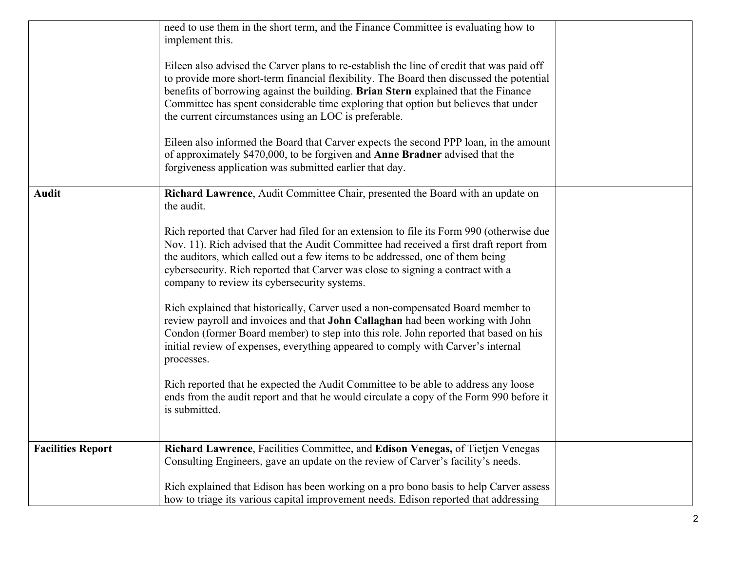| | | |
|---|---|---|
| | need to use them in the short term, and the Finance Committee is evaluating how to implement this.<br><br>Eileen also advised the Carver plans to re-establish the line of credit that was paid off to provide more short-term financial flexibility. The Board then discussed the potential benefits of borrowing against the building. **Brian Stern** explained that the Finance Committee has spent considerable time exploring that option but believes that under the current circumstances using an LOC is preferable.<br><br>Eileen also informed the Board that Carver expects the second PPP loan, in the amount of approximately $470,000, to be forgiven and **Anne Bradner** advised that the forgiveness application was submitted earlier that day. | |
| **Audit** | **Richard Lawrence**, Audit Committee Chair, presented the Board with an update on the audit.<br><br>Rich reported that Carver had filed for an extension to file its Form 990 (otherwise due Nov. 11). Rich advised that the Audit Committee had received a first draft report from the auditors, which called out a few items to be addressed, one of them being cybersecurity. Rich reported that Carver was close to signing a contract with a company to review its cybersecurity systems.<br><br>Rich explained that historically, Carver used a non-compensated Board member to review payroll and invoices and that **John Callaghan** had been working with John Condon (former Board member) to step into this role. John reported that based on his initial review of expenses, everything appeared to comply with Carver's internal processes.<br><br>Rich reported that he expected the Audit Committee to be able to address any loose ends from the audit report and that he would circulate a copy of the Form 990 before it is submitted. | |
| **Facilities Report** | **Richard Lawrence**, Facilities Committee, and **Edison Venegas,** of Tietjen Venegas Consulting Engineers, gave an update on the review of Carver's facility's needs.<br><br>Rich explained that Edison has been working on a pro bono basis to help Carver assess how to triage its various capital improvement needs. Edison reported that addressing | |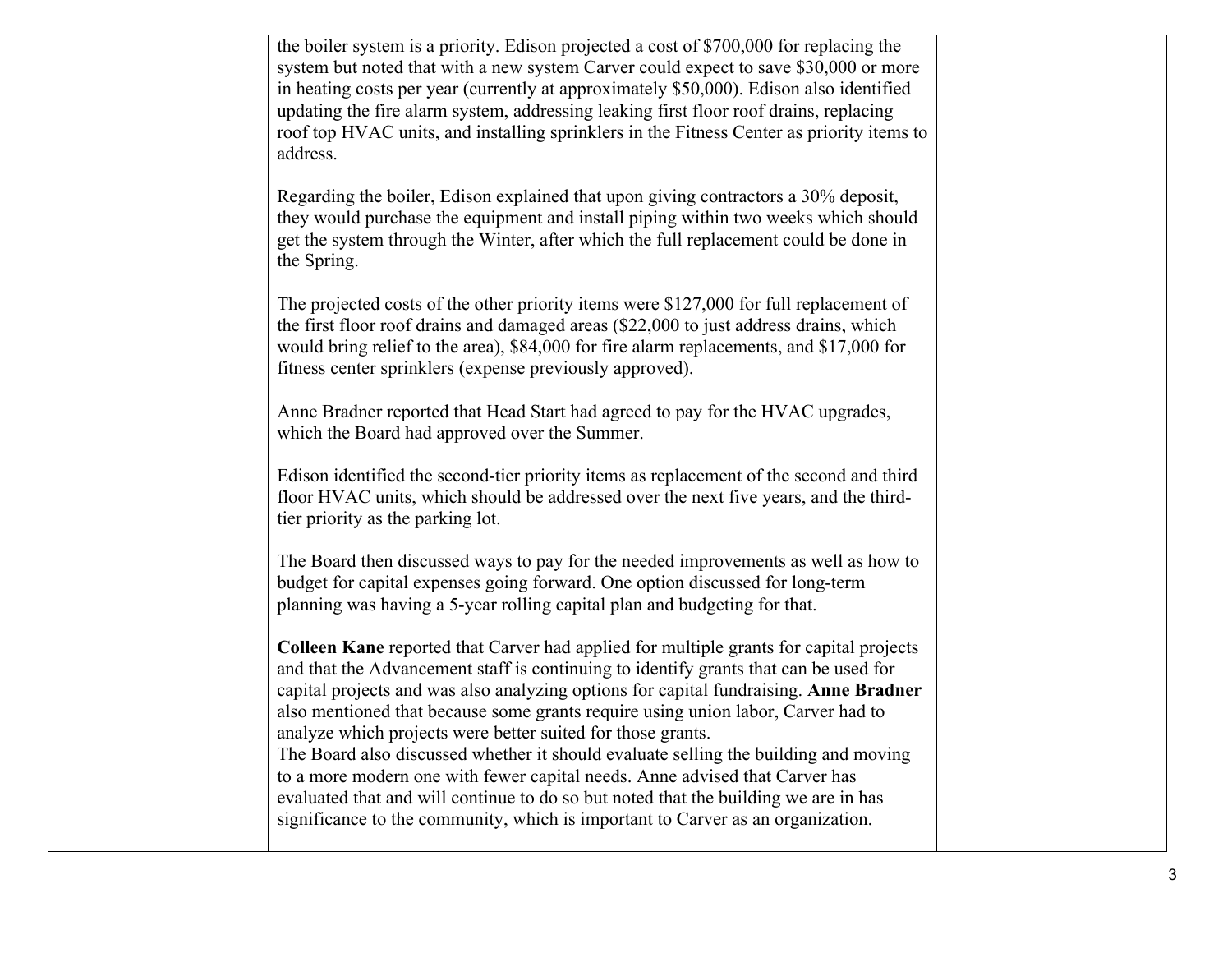| | | |
|---|---|---|
| | the boiler system is a priority. Edison projected a cost of $700,000 for replacing the system but noted that with a new system Carver could expect to save $30,000 or more in heating costs per year (currently at approximately $50,000). Edison also identified updating the fire alarm system, addressing leaking first floor roof drains, replacing roof top HVAC units, and installing sprinklers in the Fitness Center as priority items to address.<br><br>Regarding the boiler, Edison explained that upon giving contractors a 30% deposit, they would purchase the equipment and install piping within two weeks which should get the system through the Winter, after which the full replacement could be done in the Spring.<br><br>The projected costs of the other priority items were $127,000 for full replacement of the first floor roof drains and damaged areas ($22,000 to just address drains, which would bring relief to the area), $84,000 for fire alarm replacements, and $17,000 for fitness center sprinklers (expense previously approved).<br><br>Anne Bradner reported that Head Start had agreed to pay for the HVAC upgrades, which the Board had approved over the Summer.<br><br>Edison identified the second-tier priority items as replacement of the second and third floor HVAC units, which should be addressed over the next five years, and the third-tier priority as the parking lot.<br><br>The Board then discussed ways to pay for the needed improvements as well as how to budget for capital expenses going forward. One option discussed for long-term planning was having a 5-year rolling capital plan and budgeting for that.<br><br>**Colleen Kane** reported that Carver had applied for multiple grants for capital projects and that the Advancement staff is continuing to identify grants that can be used for capital projects and was also analyzing options for capital fundraising. **Anne Bradner** also mentioned that because some grants require using union labor, Carver had to analyze which projects were better suited for those grants.<br>The Board also discussed whether it should evaluate selling the building and moving to a more modern one with fewer capital needs. Anne advised that Carver has evaluated that and will continue to do so but noted that the building we are in has significance to the community, which is important to Carver as an organization. | |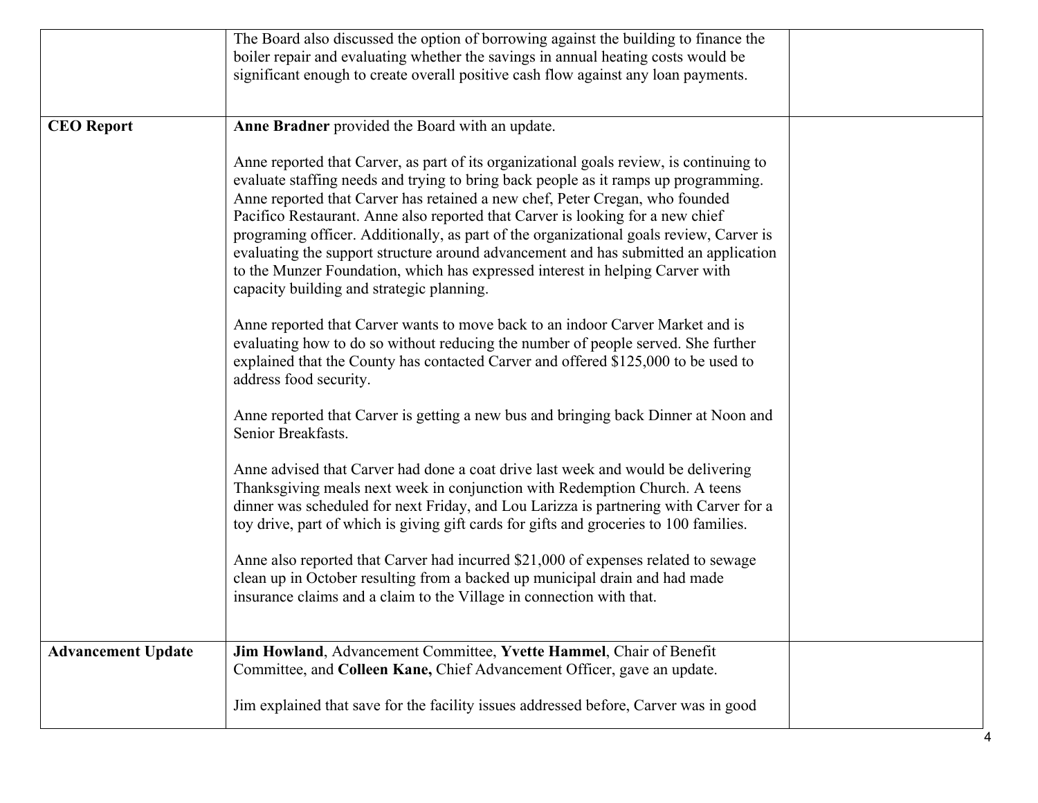| | | |
|---|---|---|
| | The Board also discussed the option of borrowing against the building to finance the boiler repair and evaluating whether the savings in annual heating costs would be significant enough to create overall positive cash flow against any loan payments. | |
| **CEO Report** | **Anne Bradner** provided the Board with an update.<br><br>Anne reported that Carver, as part of its organizational goals review, is continuing to evaluate staffing needs and trying to bring back people as it ramps up programming. Anne reported that Carver has retained a new chef, Peter Cregan, who founded Pacifico Restaurant. Anne also reported that Carver is looking for a new chief programing officer. Additionally, as part of the organizational goals review, Carver is evaluating the support structure around advancement and has submitted an application to the Munzer Foundation, which has expressed interest in helping Carver with capacity building and strategic planning.<br><br>Anne reported that Carver wants to move back to an indoor Carver Market and is evaluating how to do so without reducing the number of people served. She further explained that the County has contacted Carver and offered $125,000 to be used to address food security.<br><br>Anne reported that Carver is getting a new bus and bringing back Dinner at Noon and Senior Breakfasts.<br><br>Anne advised that Carver had done a coat drive last week and would be delivering Thanksgiving meals next week in conjunction with Redemption Church. A teens dinner was scheduled for next Friday, and Lou Larizza is partnering with Carver for a toy drive, part of which is giving gift cards for gifts and groceries to 100 families.<br><br>Anne also reported that Carver had incurred $21,000 of expenses related to sewage clean up in October resulting from a backed up municipal drain and had made insurance claims and a claim to the Village in connection with that. | |
| **Advancement Update** | **Jim Howland**, Advancement Committee, **Yvette Hammel**, Chair of Benefit Committee, and **Colleen Kane,** Chief Advancement Officer, gave an update.<br><br>Jim explained that save for the facility issues addressed before, Carver was in good | |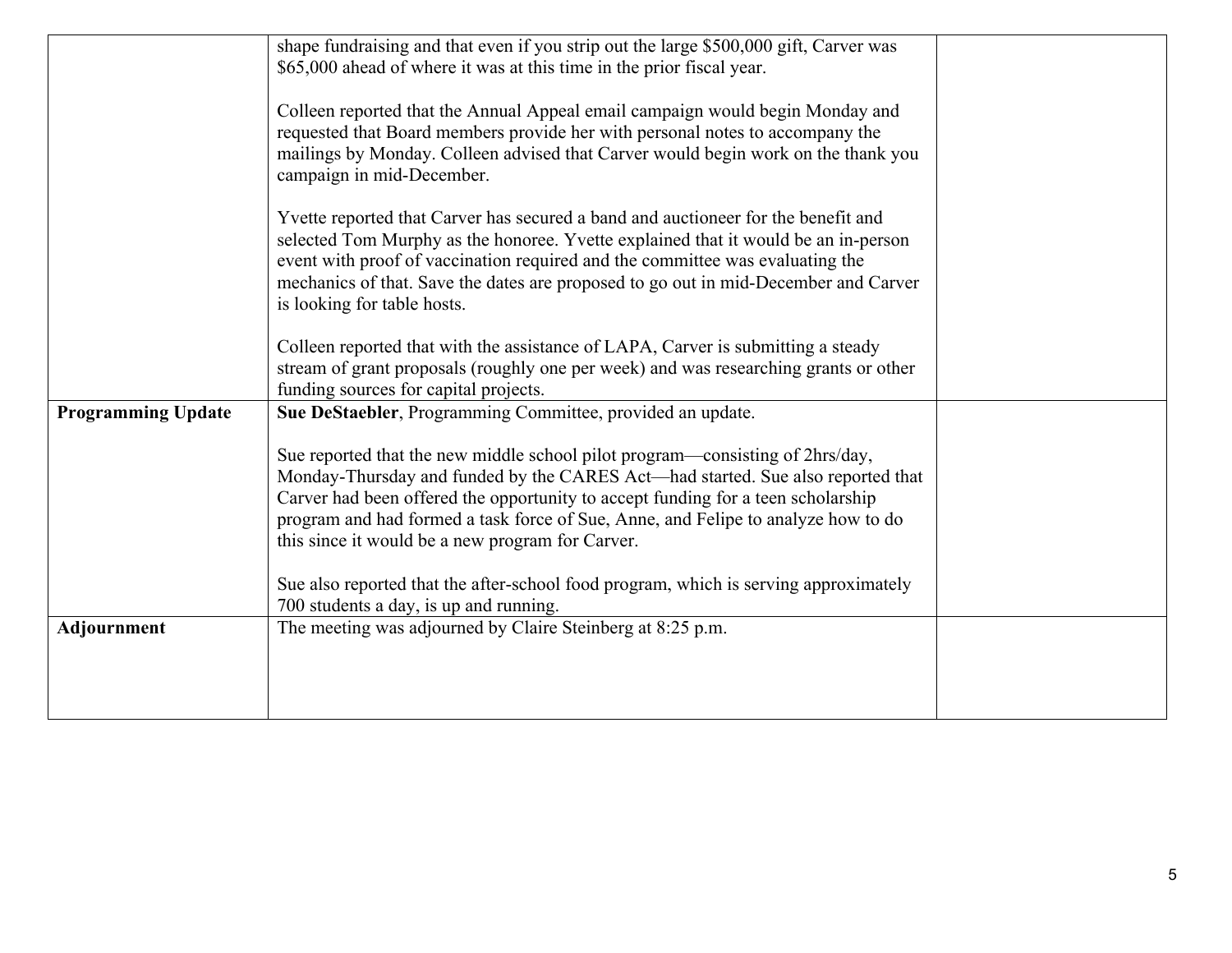| | | |
|---|---|---|
| | shape fundraising and that even if you strip out the large $500,000 gift, Carver was $65,000 ahead of where it was at this time in the prior fiscal year.<br><br>Colleen reported that the Annual Appeal email campaign would begin Monday and requested that Board members provide her with personal notes to accompany the mailings by Monday. Colleen advised that Carver would begin work on the thank you campaign in mid-December.<br><br>Yvette reported that Carver has secured a band and auctioneer for the benefit and selected Tom Murphy as the honoree. Yvette explained that it would be an in-person event with proof of vaccination required and the committee was evaluating the mechanics of that. Save the dates are proposed to go out in mid-December and Carver is looking for table hosts.<br><br>Colleen reported that with the assistance of LAPA, Carver is submitting a steady stream of grant proposals (roughly one per week) and was researching grants or other funding sources for capital projects. | |
| **Programming Update** | **Sue DeStaebler**, Programming Committee, provided an update.<br><br>Sue reported that the new middle school pilot program—consisting of 2hrs/day, Monday-Thursday and funded by the CARES Act—had started. Sue also reported that Carver had been offered the opportunity to accept funding for a teen scholarship program and had formed a task force of Sue, Anne, and Felipe to analyze how to do this since it would be a new program for Carver.<br><br>Sue also reported that the after-school food program, which is serving approximately 700 students a day, is up and running. | |
| **Adjournment** | The meeting was adjourned by Claire Steinberg at 8:25 p.m. | |